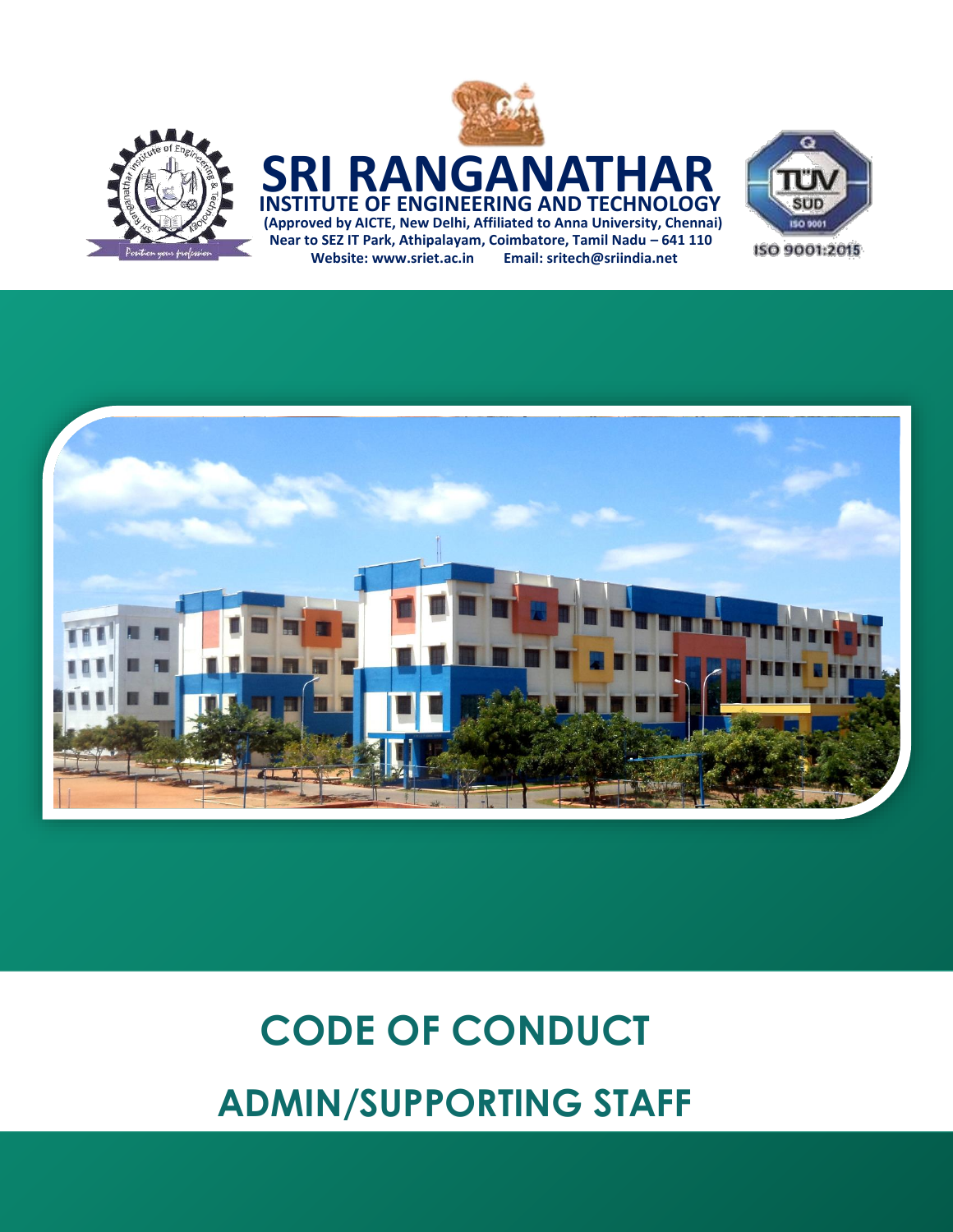# SRI RANGANATHAR

## INSTITUTE OF ENGINEERING AND TECHNOLOGY

**(Approved by AICTE, New Delhi, Affiliated to Anna University, Chennai)**

**Near to SEZ IT Park, Athipalayam, Coimbatore, Tamil Nadu – 641 110**

**Website: www.sriet.ac.in Email: sritech@sriindia.net**

ISO 9001:2015

# CODE OF CONDUCT

# ADMIN/SUPPORTING STAFF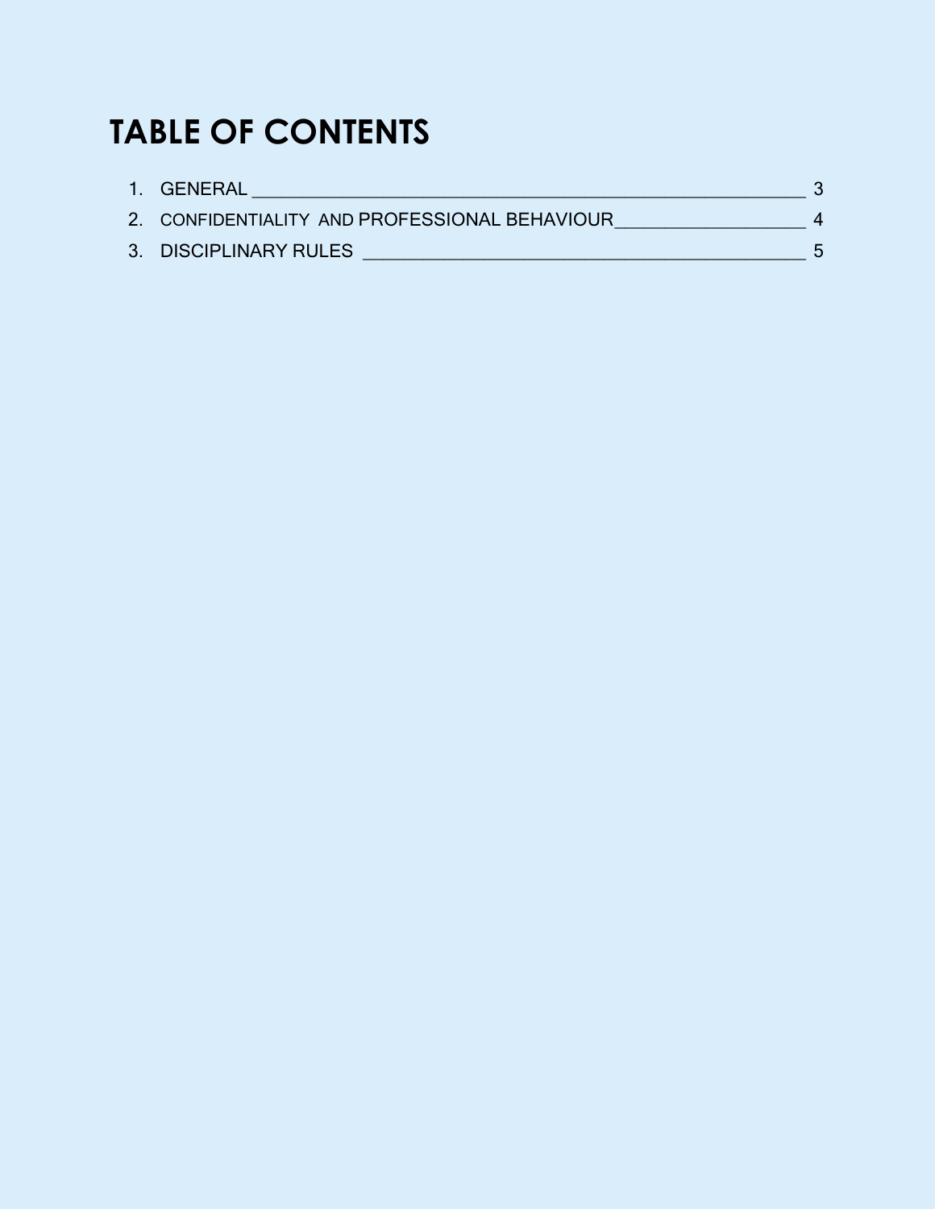# TABLE OF CONTENTS

1. GENERAL ____________________________________________________ 3
2. CONFIDENTIALITY AND PROFESSIONAL BEHAVIOUR ________________ 4
3. DISCIPLINARY RULES ______________________________________ 5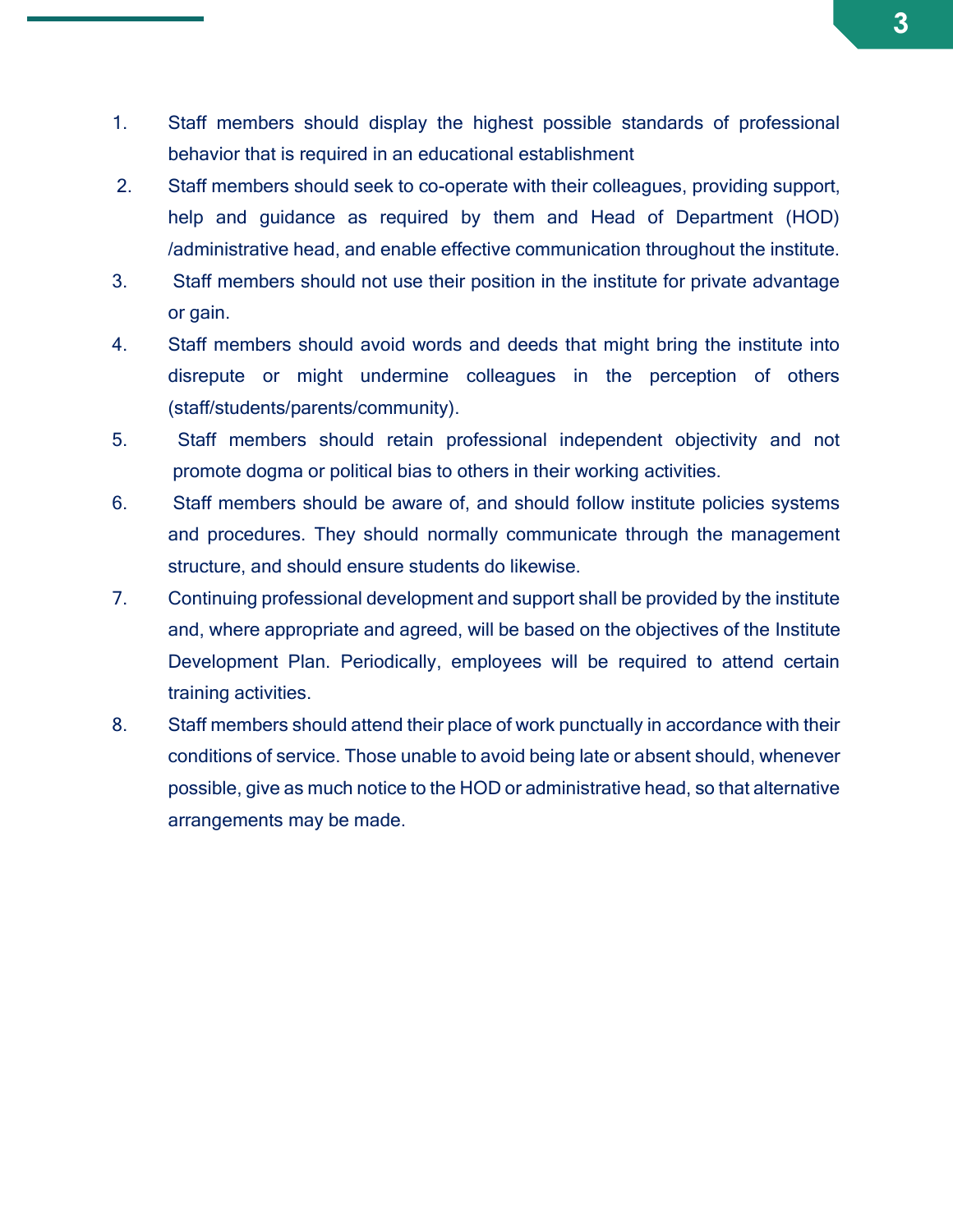1. Staff members should display the highest possible standards of professional behavior that is required in an educational establishment
2. Staff members should seek to co-operate with their colleagues, providing support, help and guidance as required by them and Head of Department (HOD) /administrative head, and enable effective communication throughout the institute.
3. Staff members should not use their position in the institute for private advantage or gain.
4. Staff members should avoid words and deeds that might bring the institute into disrepute or might undermine colleagues in the perception of others (staff/students/parents/community).
5. Staff members should retain professional independent objectivity and not promote dogma or political bias to others in their working activities.
6. Staff members should be aware of, and should follow institute policies systems and procedures. They should normally communicate through the management structure, and should ensure students do likewise.
7. Continuing professional development and support shall be provided by the institute and, where appropriate and agreed, will be based on the objectives of the Institute Development Plan. Periodically, employees will be required to attend certain training activities.
8. Staff members should attend their place of work punctually in accordance with their conditions of service. Those unable to avoid being late or absent should, whenever possible, give as much notice to the HOD or administrative head, so that alternative arrangements may be made.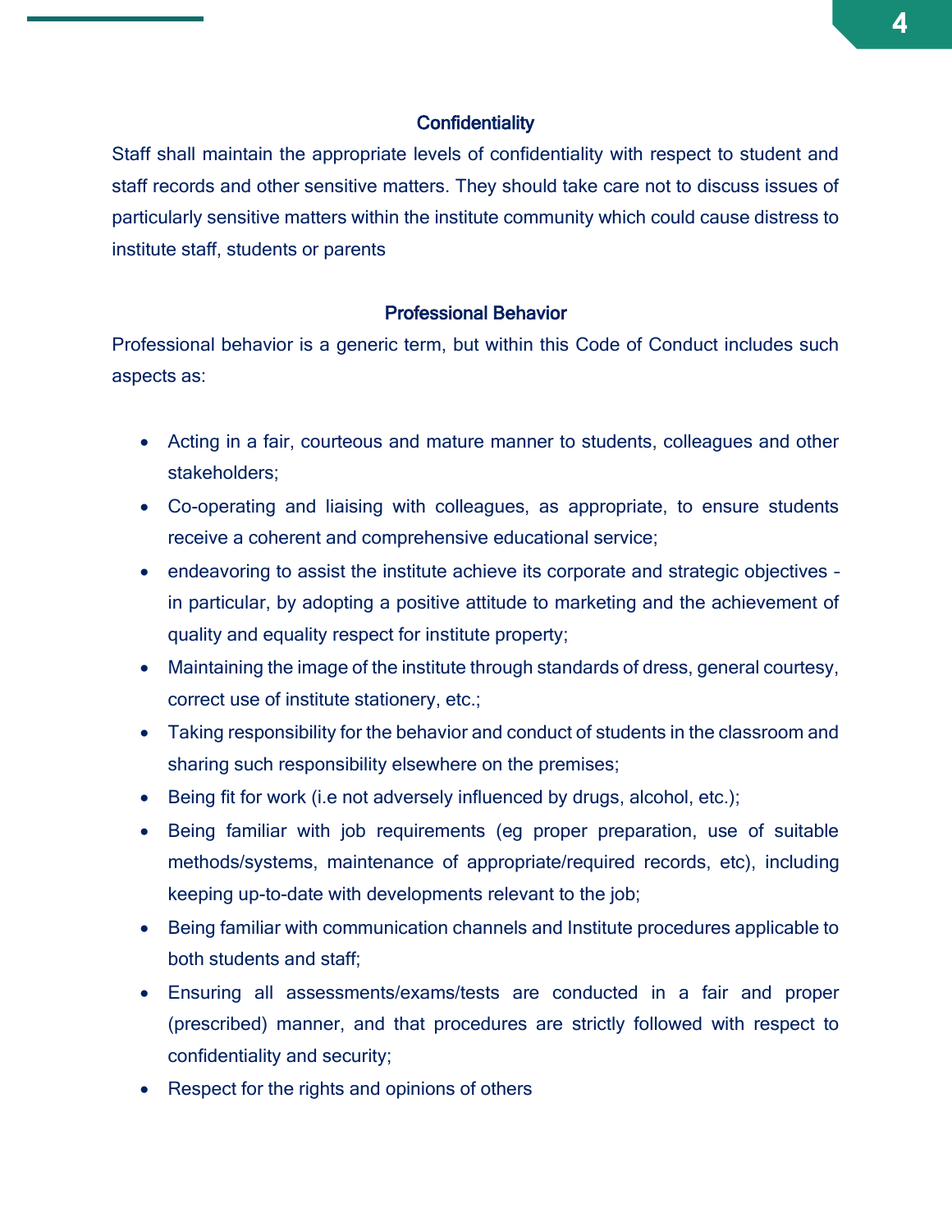## Confidentiality

Staff shall maintain the appropriate levels of confidentiality with respect to student and staff records and other sensitive matters. They should take care not to discuss issues of particularly sensitive matters within the institute community which could cause distress to institute staff, students or parents

## Professional Behavior

Professional behavior is a generic term, but within this Code of Conduct includes such aspects as:

- Acting in a fair, courteous and mature manner to students, colleagues and other stakeholders;
- Co-operating and liaising with colleagues, as appropriate, to ensure students receive a coherent and comprehensive educational service;
- endeavoring to assist the institute achieve its corporate and strategic objectives – in particular, by adopting a positive attitude to marketing and the achievement of quality and equality respect for institute property;
- Maintaining the image of the institute through standards of dress, general courtesy, correct use of institute stationery, etc.;
- Taking responsibility for the behavior and conduct of students in the classroom and sharing such responsibility elsewhere on the premises;
- Being fit for work (i.e not adversely influenced by drugs, alcohol, etc.);
- Being familiar with job requirements (eg proper preparation, use of suitable methods/systems, maintenance of appropriate/required records, etc), including keeping up-to-date with developments relevant to the job;
- Being familiar with communication channels and Institute procedures applicable to both students and staff;
- Ensuring all assessments/exams/tests are conducted in a fair and proper (prescribed) manner, and that procedures are strictly followed with respect to confidentiality and security;
- Respect for the rights and opinions of others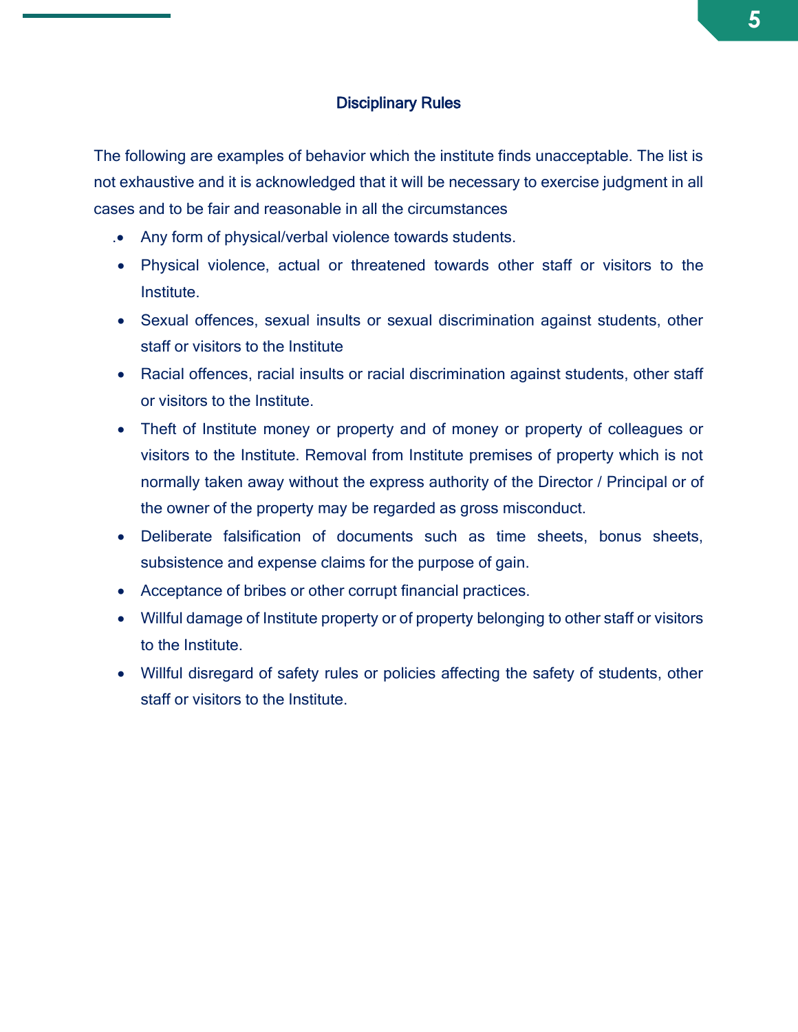## Disciplinary Rules

The following are examples of behavior which the institute finds unacceptable. The list is not exhaustive and it is acknowledged that it will be necessary to exercise judgment in all cases and to be fair and reasonable in all the circumstances

- Any form of physical/verbal violence towards students.
- Physical violence, actual or threatened towards other staff or visitors to the Institute.
- Sexual offences, sexual insults or sexual discrimination against students, other staff or visitors to the Institute
- Racial offences, racial insults or racial discrimination against students, other staff or visitors to the Institute.
- Theft of Institute money or property and of money or property of colleagues or visitors to the Institute. Removal from Institute premises of property which is not normally taken away without the express authority of the Director / Principal or of the owner of the property may be regarded as gross misconduct.
- Deliberate falsification of documents such as time sheets, bonus sheets, subsistence and expense claims for the purpose of gain.
- Acceptance of bribes or other corrupt financial practices.
- Willful damage of Institute property or of property belonging to other staff or visitors to the Institute.
- Willful disregard of safety rules or policies affecting the safety of students, other staff or visitors to the Institute.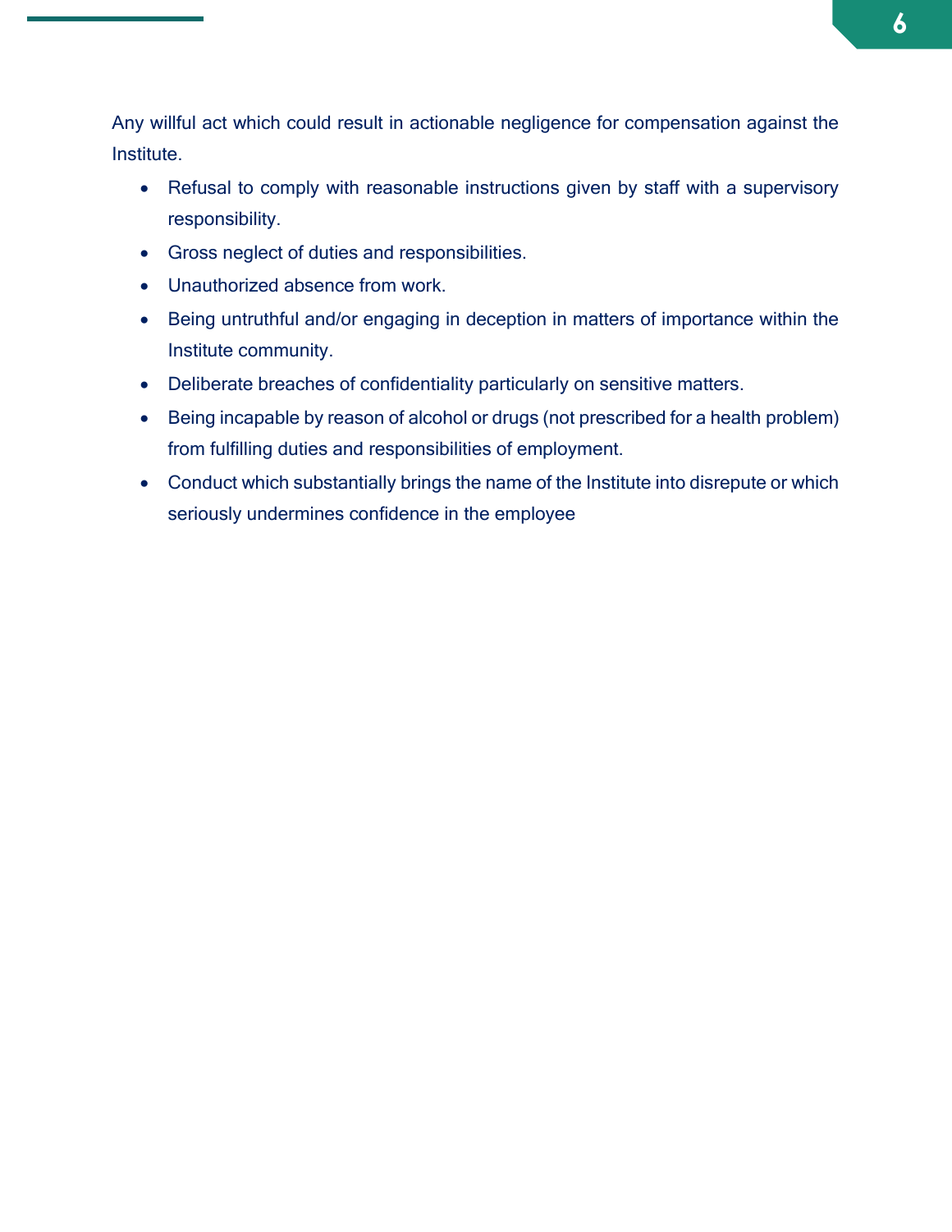Any willful act which could result in actionable negligence for compensation against the Institute.

- Refusal to comply with reasonable instructions given by staff with a supervisory responsibility.
- Gross neglect of duties and responsibilities.
- Unauthorized absence from work.
- Being untruthful and/or engaging in deception in matters of importance within the Institute community.
- Deliberate breaches of confidentiality particularly on sensitive matters.
- Being incapable by reason of alcohol or drugs (not prescribed for a health problem) from fulfilling duties and responsibilities of employment.
- Conduct which substantially brings the name of the Institute into disrepute or which seriously undermines confidence in the employee